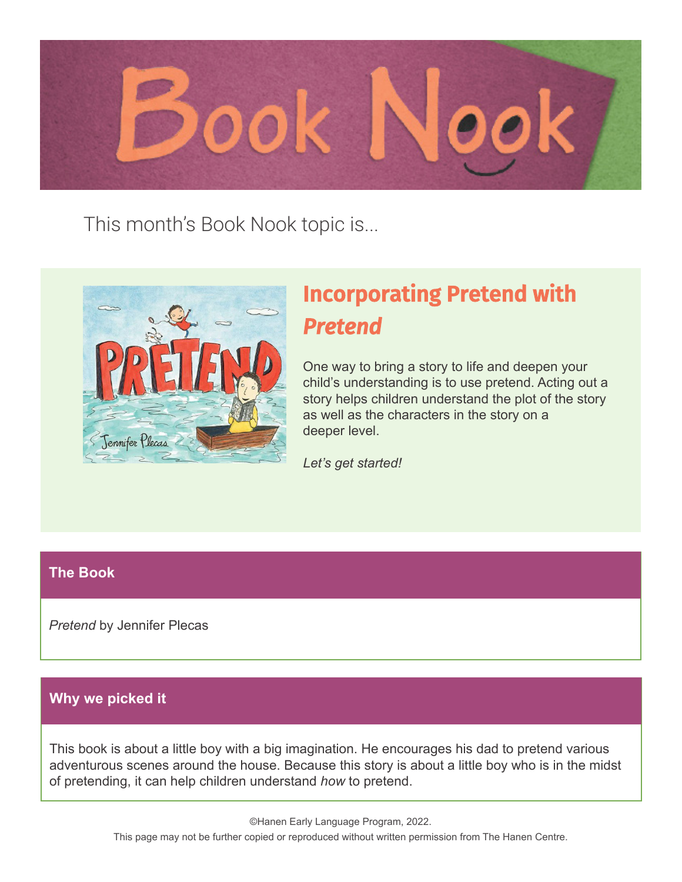# Book Nook

This month's Book Nook topic is...

## Incorporating Pretend with *Pretend*

One way to bring a story to life and deepen your child's understanding is to use pretend. Acting out a story helps children understand the plot of the story as well as the characters in the story on a deeper level.

*Let's get started!*

### The Book

*Pretend* by Jennifer Plecas

### Why we picked it

This book is about a little boy with a big imagination. He encourages his dad to pretend various adventurous scenes around the house. Because this story is about a little boy who is in the midst of pretending, it can help children understand *how* to pretend.

©Hanen Early Language Program, 2022.

This page may not be further copied or reproduced without written permission from The Hanen Centre.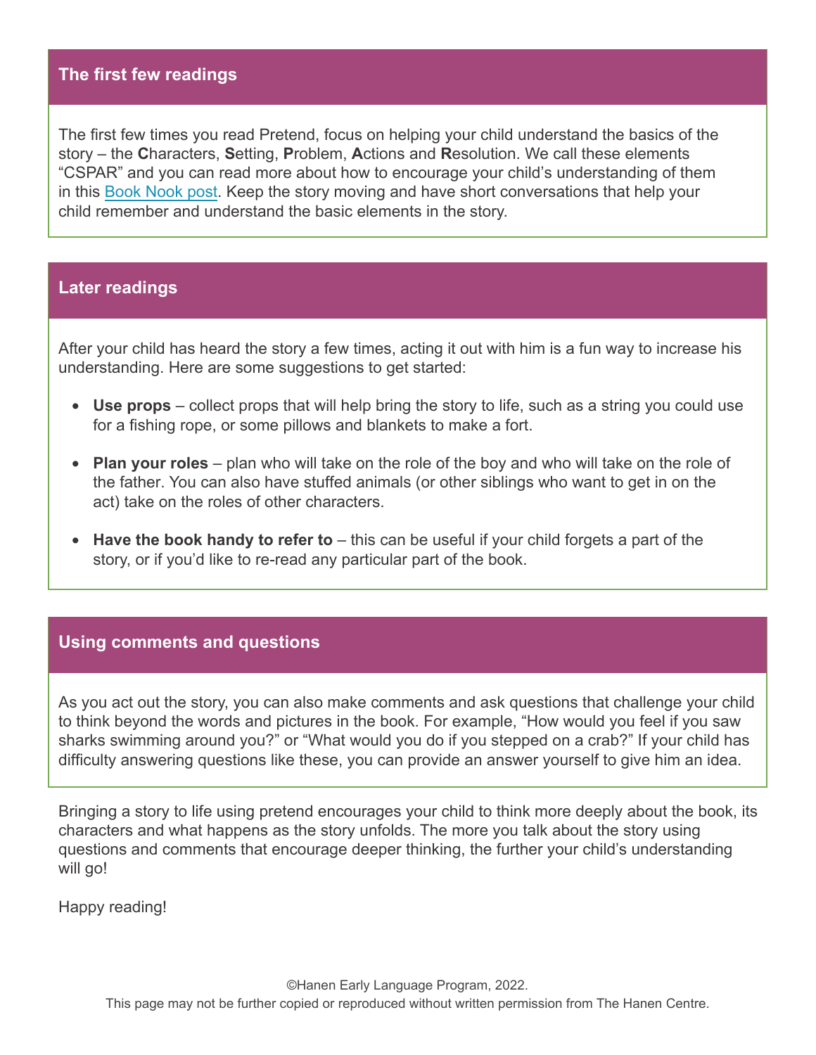## The first few readings

The first few times you read Pretend, focus on helping your child understand the basics of the story – the **C**haracters, **S**etting, **P**roblem, **A**ctions and **R**esolution. We call these elements "CSPAR" and you can read more about how to encourage your child's understanding of them in this Book Nook post. Keep the story moving and have short conversations that help your child remember and understand the basic elements in the story.

## Later readings

After your child has heard the story a few times, acting it out with him is a fun way to increase his understanding. Here are some suggestions to get started:

- **Use props** – collect props that will help bring the story to life, such as a string you could use for a fishing rope, or some pillows and blankets to make a fort.
- **Plan your roles** – plan who will take on the role of the boy and who will take on the role of the father. You can also have stuffed animals (or other siblings who want to get in on the act) take on the roles of other characters.
- **Have the book handy to refer to** – this can be useful if your child forgets a part of the story, or if you'd like to re-read any particular part of the book.

## Using comments and questions

As you act out the story, you can also make comments and ask questions that challenge your child to think beyond the words and pictures in the book. For example, "How would you feel if you saw sharks swimming around you?" or "What would you do if you stepped on a crab?" If your child has difficulty answering questions like these, you can provide an answer yourself to give him an idea.

Bringing a story to life using pretend encourages your child to think more deeply about the book, its characters and what happens as the story unfolds. The more you talk about the story using questions and comments that encourage deeper thinking, the further your child's understanding will go!

Happy reading!

©Hanen Early Language Program, 2022.
This page may not be further copied or reproduced without written permission from The Hanen Centre.